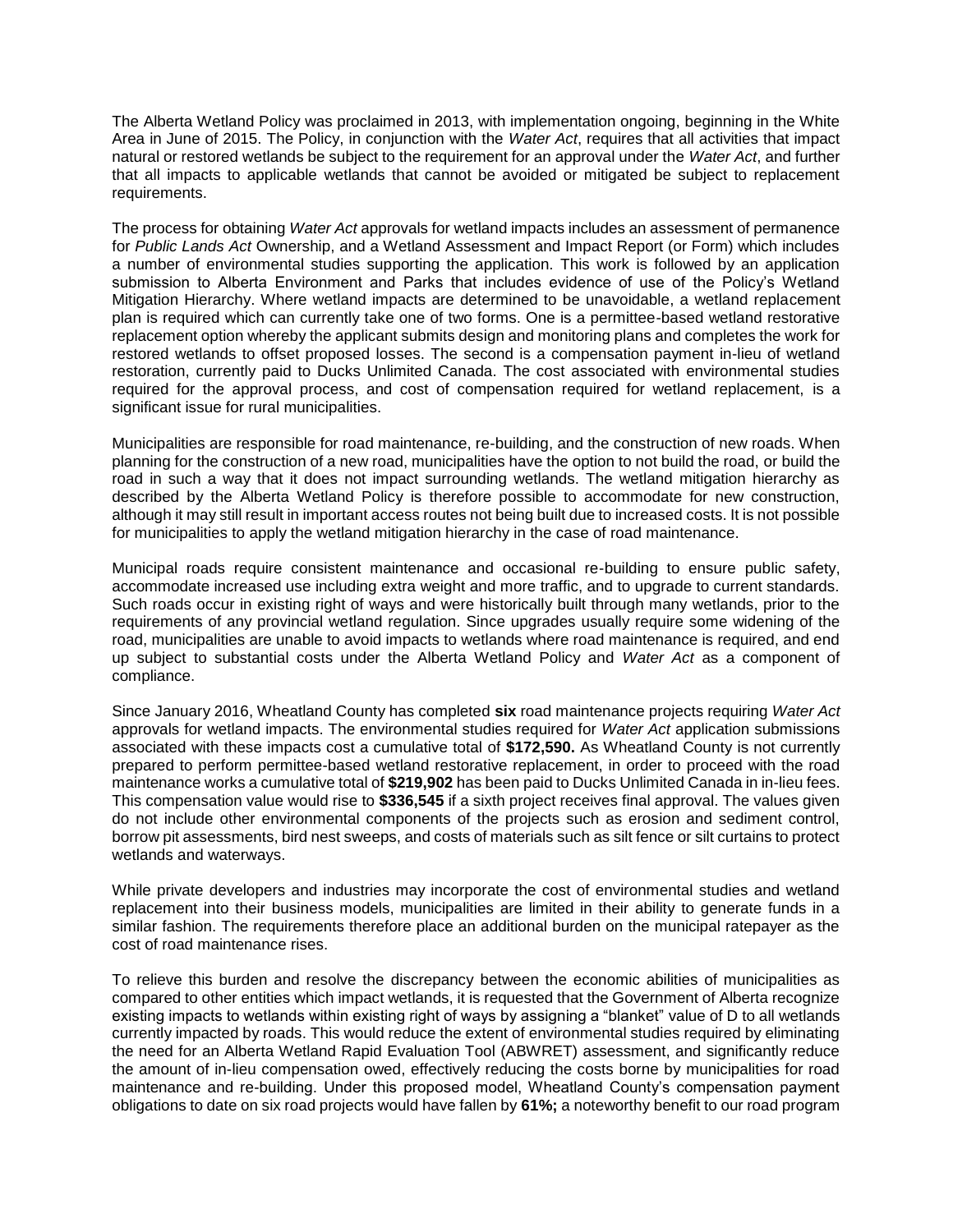The Alberta Wetland Policy was proclaimed in 2013, with implementation ongoing, beginning in the White Area in June of 2015. The Policy, in conjunction with the *Water Act*, requires that all activities that impact natural or restored wetlands be subject to the requirement for an approval under the *Water Act*, and further that all impacts to applicable wetlands that cannot be avoided or mitigated be subject to replacement requirements.

The process for obtaining *Water Act* approvals for wetland impacts includes an assessment of permanence for *Public Lands Act* Ownership, and a Wetland Assessment and Impact Report (or Form) which includes a number of environmental studies supporting the application. This work is followed by an application submission to Alberta Environment and Parks that includes evidence of use of the Policy's Wetland Mitigation Hierarchy. Where wetland impacts are determined to be unavoidable, a wetland replacement plan is required which can currently take one of two forms. One is a permittee-based wetland restorative replacement option whereby the applicant submits design and monitoring plans and completes the work for restored wetlands to offset proposed losses. The second is a compensation payment in-lieu of wetland restoration, currently paid to Ducks Unlimited Canada. The cost associated with environmental studies required for the approval process, and cost of compensation required for wetland replacement, is a significant issue for rural municipalities.

Municipalities are responsible for road maintenance, re-building, and the construction of new roads. When planning for the construction of a new road, municipalities have the option to not build the road, or build the road in such a way that it does not impact surrounding wetlands. The wetland mitigation hierarchy as described by the Alberta Wetland Policy is therefore possible to accommodate for new construction, although it may still result in important access routes not being built due to increased costs. It is not possible for municipalities to apply the wetland mitigation hierarchy in the case of road maintenance.

Municipal roads require consistent maintenance and occasional re-building to ensure public safety, accommodate increased use including extra weight and more traffic, and to upgrade to current standards. Such roads occur in existing right of ways and were historically built through many wetlands, prior to the requirements of any provincial wetland regulation. Since upgrades usually require some widening of the road, municipalities are unable to avoid impacts to wetlands where road maintenance is required, and end up subject to substantial costs under the Alberta Wetland Policy and *Water Act* as a component of compliance.

Since January 2016, Wheatland County has completed **six** road maintenance projects requiring *Water Act* approvals for wetland impacts. The environmental studies required for *Water Act* application submissions associated with these impacts cost a cumulative total of **$172,590.** As Wheatland County is not currently prepared to perform permittee-based wetland restorative replacement, in order to proceed with the road maintenance works a cumulative total of **$219,902** has been paid to Ducks Unlimited Canada in in-lieu fees. This compensation value would rise to **$336,545** if a sixth project receives final approval. The values given do not include other environmental components of the projects such as erosion and sediment control, borrow pit assessments, bird nest sweeps, and costs of materials such as silt fence or silt curtains to protect wetlands and waterways.

While private developers and industries may incorporate the cost of environmental studies and wetland replacement into their business models, municipalities are limited in their ability to generate funds in a similar fashion. The requirements therefore place an additional burden on the municipal ratepayer as the cost of road maintenance rises.

To relieve this burden and resolve the discrepancy between the economic abilities of municipalities as compared to other entities which impact wetlands, it is requested that the Government of Alberta recognize existing impacts to wetlands within existing right of ways by assigning a "blanket" value of D to all wetlands currently impacted by roads. This would reduce the extent of environmental studies required by eliminating the need for an Alberta Wetland Rapid Evaluation Tool (ABWRET) assessment, and significantly reduce the amount of in-lieu compensation owed, effectively reducing the costs borne by municipalities for road maintenance and re-building. Under this proposed model, Wheatland County's compensation payment obligations to date on six road projects would have fallen by **61%;** a noteworthy benefit to our road program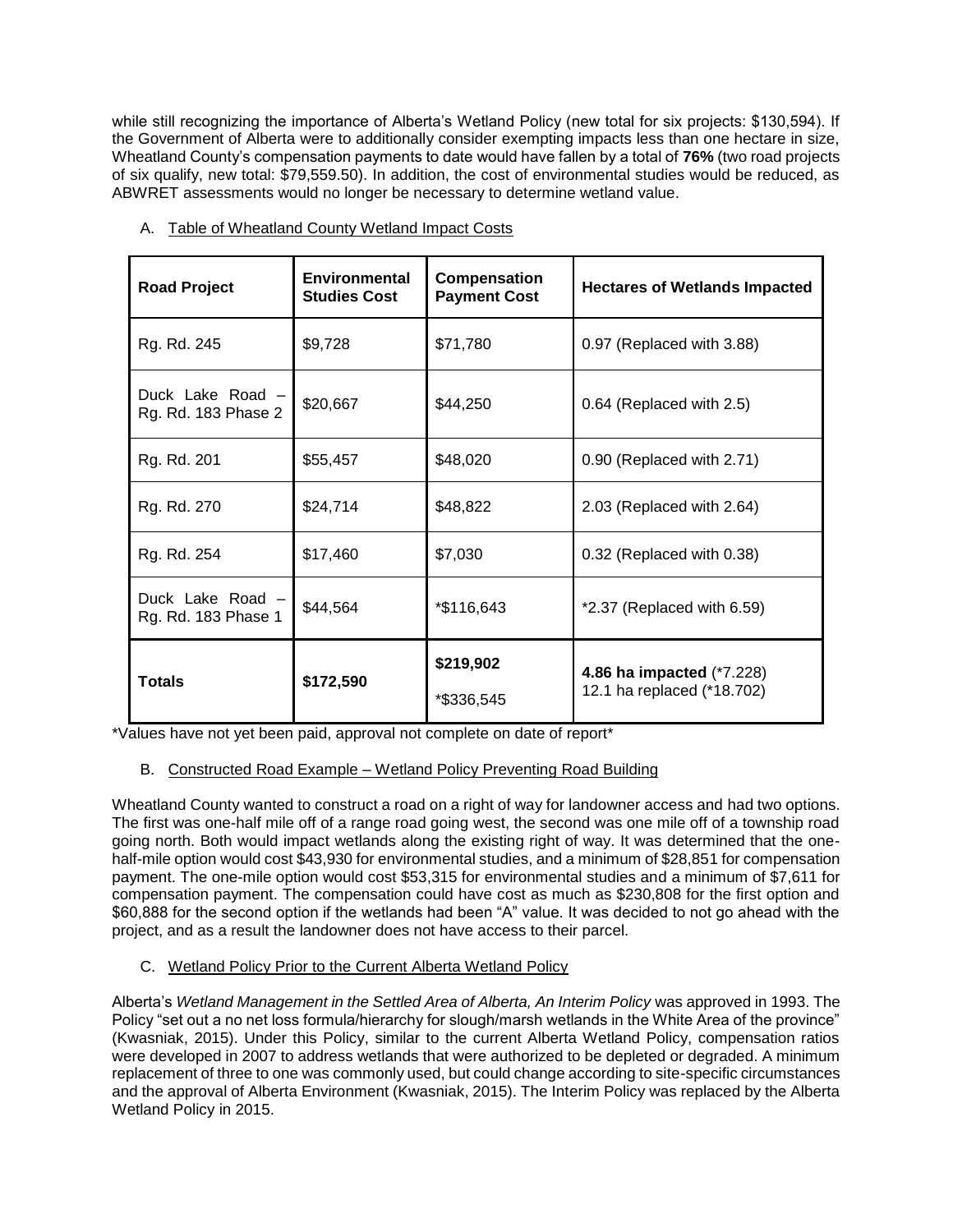while still recognizing the importance of Alberta's Wetland Policy (new total for six projects: $130,594). If the Government of Alberta were to additionally consider exempting impacts less than one hectare in size, Wheatland County's compensation payments to date would have fallen by a total of **76%** (two road projects of six qualify, new total: $79,559.50). In addition, the cost of environmental studies would be reduced, as ABWRET assessments would no longer be necessary to determine wetland value.

A. Table of Wheatland County Wetland Impact Costs

| **Road Project** | **Environmental Studies Cost** | **Compensation Payment Cost** | **Hectares of Wetlands Impacted** |
|---|---|---|---|
| Rg. Rd. 245 | $9,728 | $71,780 | 0.97 (Replaced with 3.88) |
| Duck Lake Road – Rg. Rd. 183 Phase 2 | $20,667 | $44,250 | 0.64 (Replaced with 2.5) |
| Rg. Rd. 201 | $55,457 | $48,020 | 0.90 (Replaced with 2.71) |
| Rg. Rd. 270 | $24,714 | $48,822 | 2.03 (Replaced with 2.64) |
| Rg. Rd. 254 | $17,460 | $7,030 | 0.32 (Replaced with 0.38) |
| Duck Lake Road – Rg. Rd. 183 Phase 1 | $44,564 | *$116,643 | *2.37 (Replaced with 6.59) |
| **Totals** | **$172,590** | **$219,902** *$336,545 | **4.86 ha impacted** (*7.228) 12.1 ha replaced (*18.702) |

*Values have not yet been paid, approval not complete on date of report*

B. Constructed Road Example – Wetland Policy Preventing Road Building

Wheatland County wanted to construct a road on a right of way for landowner access and had two options. The first was one-half mile off of a range road going west, the second was one mile off of a township road going north. Both would impact wetlands along the existing right of way. It was determined that the one-half-mile option would cost $43,930 for environmental studies, and a minimum of $28,851 for compensation payment. The one-mile option would cost $53,315 for environmental studies and a minimum of $7,611 for compensation payment. The compensation could have cost as much as $230,808 for the first option and $60,888 for the second option if the wetlands had been "A" value. It was decided to not go ahead with the project, and as a result the landowner does not have access to their parcel.

C. Wetland Policy Prior to the Current Alberta Wetland Policy

Alberta's *Wetland Management in the Settled Area of Alberta, An Interim Policy* was approved in 1993. The Policy "set out a no net loss formula/hierarchy for slough/marsh wetlands in the White Area of the province" (Kwasniak, 2015). Under this Policy, similar to the current Alberta Wetland Policy, compensation ratios were developed in 2007 to address wetlands that were authorized to be depleted or degraded. A minimum replacement of three to one was commonly used, but could change according to site-specific circumstances and the approval of Alberta Environment (Kwasniak, 2015). The Interim Policy was replaced by the Alberta Wetland Policy in 2015.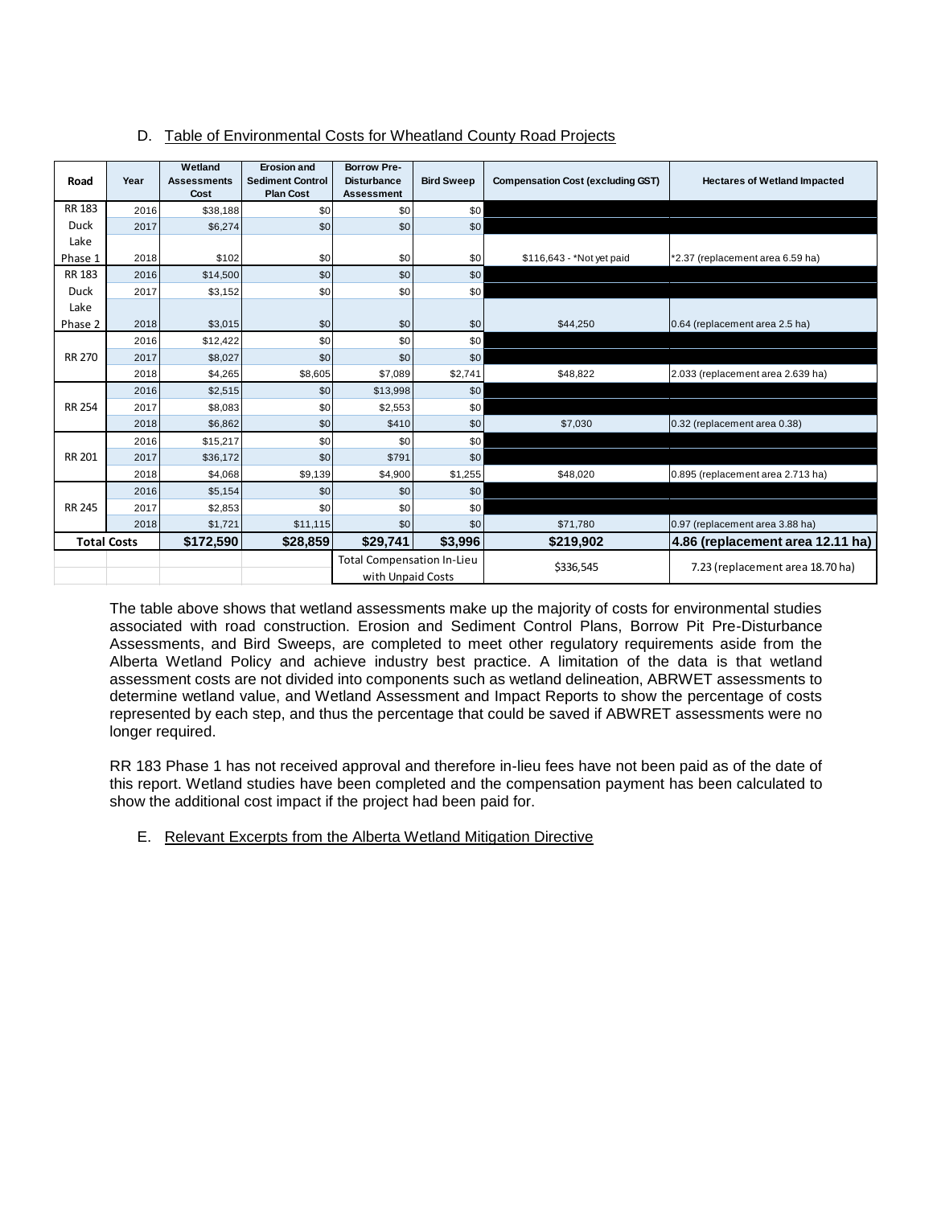D. Table of Environmental Costs for Wheatland County Road Projects

| Road | Year | Wetland Assessments Cost | Erosion and Sediment Control Plan Cost | Borrow Pre-Disturbance Assessment | Bird Sweep | Compensation Cost (excluding GST) | Hectares of Wetland Impacted |
|---|---|---|---|---|---|---|---|
| RR 183 Duck Lake Phase 1 | 2016 | $38,188 | $0 | $0 | $0 | | |
| | 2017 | $6,274 | $0 | $0 | $0 | | |
| | 2018 | $102 | $0 | $0 | $0 | $116,643 - *Not yet paid | *2.37 (replacement area 6.59 ha) |
| RR 183 Duck Lake Phase 2 | 2016 | $14,500 | $0 | $0 | $0 | | |
| | 2017 | $3,152 | $0 | $0 | $0 | | |
| | 2018 | $3,015 | $0 | $0 | $0 | $44,250 | 0.64 (replacement area 2.5 ha) |
| RR 270 | 2016 | $12,422 | $0 | $0 | $0 | | |
| | 2017 | $8,027 | $0 | $0 | $0 | | |
| | 2018 | $4,265 | $8,605 | $7,089 | $2,741 | $48,822 | 2.033 (replacement area 2.639 ha) |
| RR 254 | 2016 | $2,515 | $0 | $13,998 | $0 | | |
| | 2017 | $8,083 | $0 | $2,553 | $0 | | |
| | 2018 | $6,862 | $0 | $410 | $0 | $7,030 | 0.32 (replacement area 0.38) |
| RR 201 | 2016 | $15,217 | $0 | $0 | $0 | | |
| | 2017 | $36,172 | $0 | $791 | $0 | | |
| | 2018 | $4,068 | $9,139 | $4,900 | $1,255 | $48,020 | 0.895 (replacement area 2.713 ha) |
| RR 245 | 2016 | $5,154 | $0 | $0 | $0 | | |
| | 2017 | $2,853 | $0 | $0 | $0 | | |
| | 2018 | $1,721 | $11,115 | $0 | $0 | $71,780 | 0.97 (replacement area 3.88 ha) |
| **Total Costs** | | **$172,590** | **$28,859** | **$29,741** | **$3,996** | **$219,902** | **4.86 (replacement area 12.11 ha)** |
| | | | | Total Compensation In-Lieu with Unpaid Costs | | $336,545 | 7.23 (replacement area 18.70 ha) |

The table above shows that wetland assessments make up the majority of costs for environmental studies associated with road construction. Erosion and Sediment Control Plans, Borrow Pit Pre-Disturbance Assessments, and Bird Sweeps, are completed to meet other regulatory requirements aside from the Alberta Wetland Policy and achieve industry best practice. A limitation of the data is that wetland assessment costs are not divided into components such as wetland delineation, ABRWET assessments to determine wetland value, and Wetland Assessment and Impact Reports to show the percentage of costs represented by each step, and thus the percentage that could be saved if ABWRET assessments were no longer required.

RR 183 Phase 1 has not received approval and therefore in-lieu fees have not been paid as of the date of this report. Wetland studies have been completed and the compensation payment has been calculated to show the additional cost impact if the project had been paid for.

E. Relevant Excerpts from the Alberta Wetland Mitigation Directive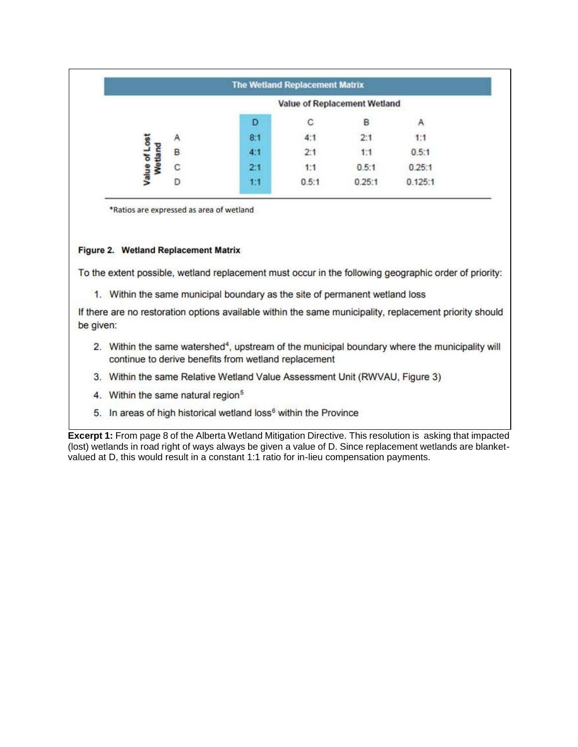| The Wetland Replacement Matrix | | | | | |
|---|---|---|---|---|---|
| | | Value of Replacement Wetland | | | |
| | | D | C | B | A |
| Value of Lost Wetland | A | 8:1 | 4:1 | 2:1 | 1:1 |
| | B | 4:1 | 2:1 | 1:1 | 0.5:1 |
| | C | 2:1 | 1:1 | 0.5:1 | 0.25:1 |
| | D | 1:1 | 0.5:1 | 0.25:1 | 0.125:1 |

*Ratios are expressed as area of wetland

**Figure 2. Wetland Replacement Matrix**

To the extent possible, wetland replacement must occur in the following geographic order of priority:

1. Within the same municipal boundary as the site of permanent wetland loss

If there are no restoration options available within the same municipality, replacement priority should be given:

2. Within the same watershed[4], upstream of the municipal boundary where the municipality will continue to derive benefits from wetland replacement
3. Within the same Relative Wetland Value Assessment Unit (RWVAU, Figure 3)
4. Within the same natural region[5]
5. In areas of high historical wetland loss[6] within the Province

**Excerpt 1:** From page 8 of the Alberta Wetland Mitigation Directive. This resolution is asking that impacted (lost) wetlands in road right of ways always be given a value of D. Since replacement wetlands are blanket-valued at D, this would result in a constant 1:1 ratio for in-lieu compensation payments.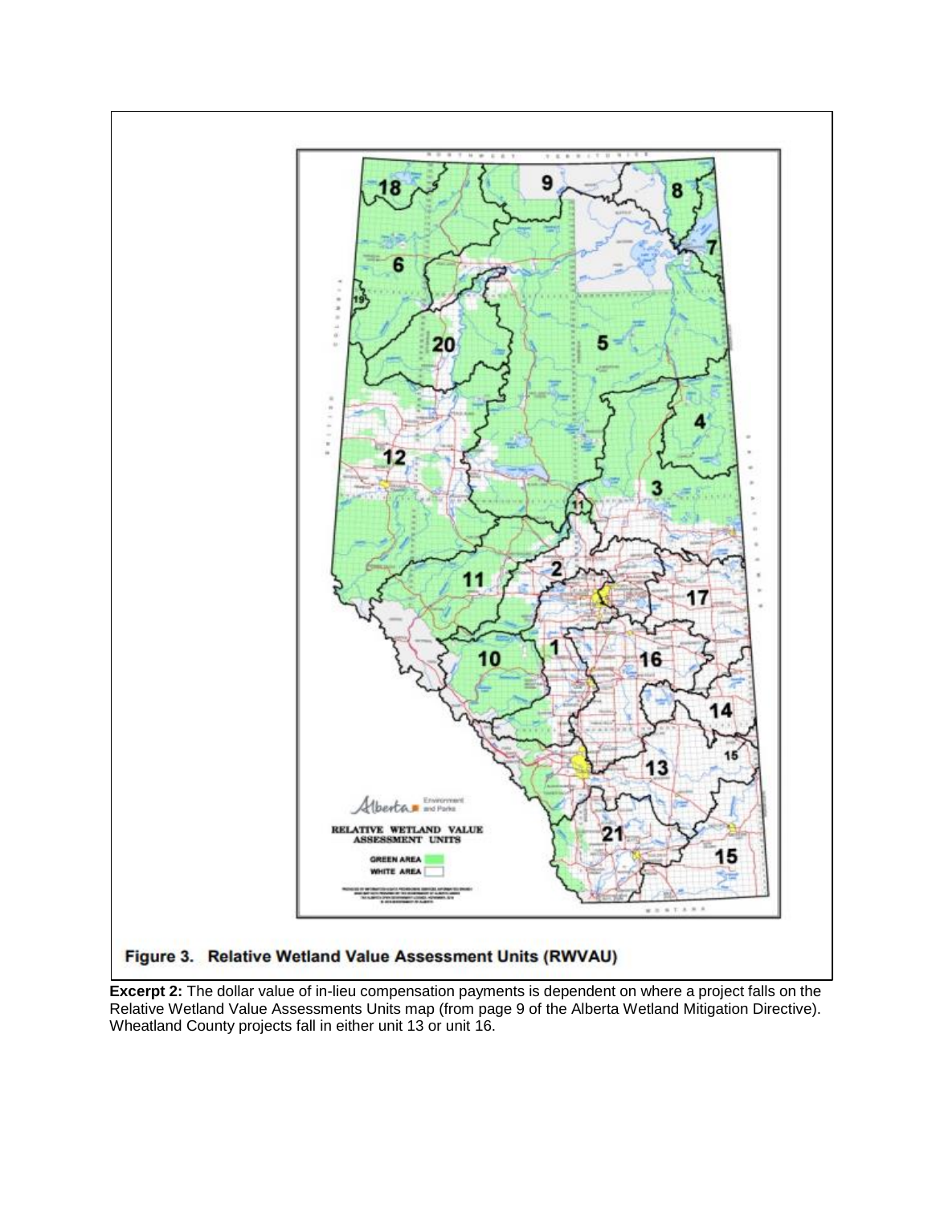Figure 3. Relative Wetland Value Assessment Units (RWVAU)

**Excerpt 2:** The dollar value of in-lieu compensation payments is dependent on where a project falls on the Relative Wetland Value Assessments Units map (from page 9 of the Alberta Wetland Mitigation Directive). Wheatland County projects fall in either unit 13 or unit 16.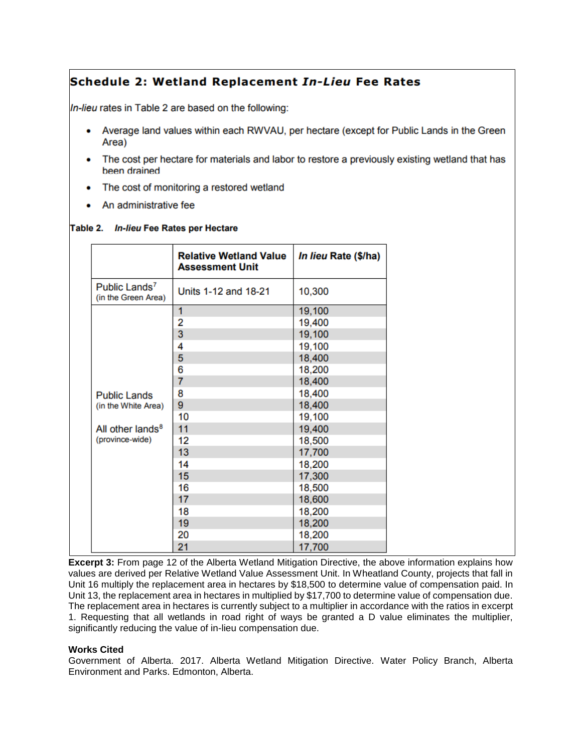## Schedule 2: Wetland Replacement *In-Lieu* Fee Rates

*In-lieu* rates in Table 2 are based on the following:

- Average land values within each RWVAU, per hectare (except for Public Lands in the Green Area)
- The cost per hectare for materials and labor to restore a previously existing wetland that has been drained
- The cost of monitoring a restored wetland
- An administrative fee

**Table 2. *In-lieu* Fee Rates per Hectare**

| | Relative Wetland Value Assessment Unit | *In lieu* Rate ($/ha) |
|---|---|---|
| Public Lands[7] (in the Green Area) | Units 1-12 and 18-21 | 10,300 |
| Public Lands (in the White Area) All other lands[8] (province-wide) | 1 | 19,100 |
| | 2 | 19,400 |
| | 3 | 19,100 |
| | 4 | 19,100 |
| | 5 | 18,400 |
| | 6 | 18,200 |
| | 7 | 18,400 |
| | 8 | 18,400 |
| | 9 | 18,400 |
| | 10 | 19,100 |
| | 11 | 19,400 |
| | 12 | 18,500 |
| | 13 | 17,700 |
| | 14 | 18,200 |
| | 15 | 17,300 |
| | 16 | 18,500 |
| | 17 | 18,600 |
| | 18 | 18,200 |
| | 19 | 18,200 |
| | 20 | 18,200 |
| | 21 | 17,700 |

**Excerpt 3:** From page 12 of the Alberta Wetland Mitigation Directive, the above information explains how values are derived per Relative Wetland Value Assessment Unit. In Wheatland County, projects that fall in Unit 16 multiply the replacement area in hectares by $18,500 to determine value of compensation paid. In Unit 13, the replacement area in hectares in multiplied by $17,700 to determine value of compensation due. The replacement area in hectares is currently subject to a multiplier in accordance with the ratios in excerpt 1. Requesting that all wetlands in road right of ways be granted a D value eliminates the multiplier, significantly reducing the value of in-lieu compensation due.

**Works Cited**

Government of Alberta. 2017. Alberta Wetland Mitigation Directive. Water Policy Branch, Alberta Environment and Parks. Edmonton, Alberta.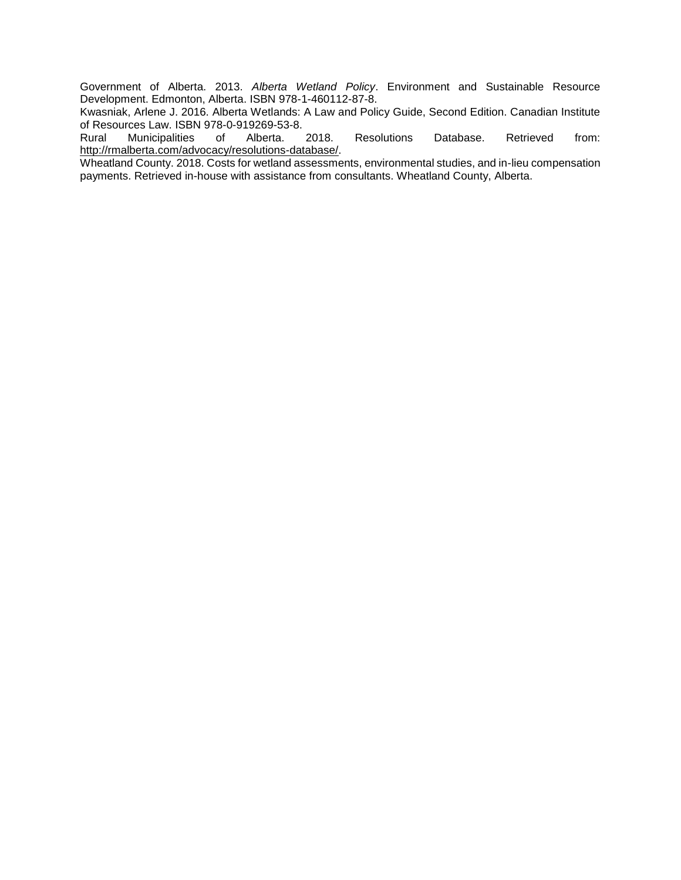Government of Alberta. 2013. *Alberta Wetland Policy*. Environment and Sustainable Resource Development. Edmonton, Alberta. ISBN 978-1-460112-87-8.

Kwasniak, Arlene J. 2016. Alberta Wetlands: A Law and Policy Guide, Second Edition. Canadian Institute of Resources Law. ISBN 978-0-919269-53-8.

Rural Municipalities of Alberta. 2018. Resolutions Database. Retrieved from: http://rmalberta.com/advocacy/resolutions-database/.

Wheatland County. 2018. Costs for wetland assessments, environmental studies, and in-lieu compensation payments. Retrieved in-house with assistance from consultants. Wheatland County, Alberta.